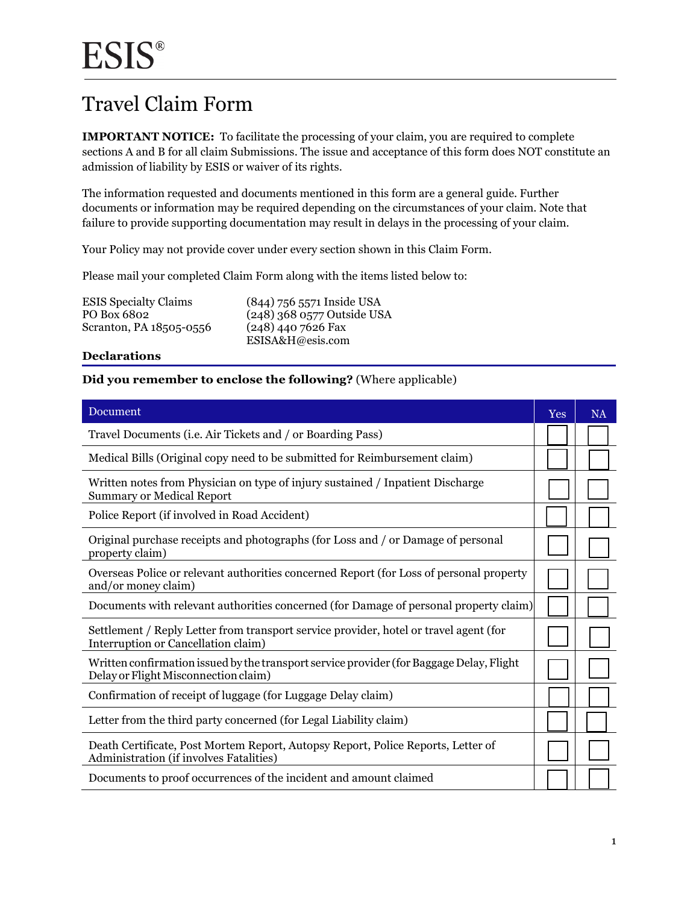# ESIS®

## Travel Claim Form

**IMPORTANT NOTICE:** To facilitate the processing of your claim, you are required to complete sections A and B for all claim Submissions. The issue and acceptance of this form does NOT constitute an admission of liability by ESIS or waiver of its rights.

The information requested and documents mentioned in this form are a general guide. Further documents or information may be required depending on the circumstances of your claim. Note that failure to provide supporting documentation may result in delays in the processing of your claim.

Your Policy may not provide cover under every section shown in this Claim Form.

Please mail your completed Claim Form along with the items listed below to:

| | |
|---|---|
| ESIS Specialty Claims | (844) 756 5571 Inside USA |
| PO Box 6802 | (248) 368 0577 Outside USA |
| Scranton, PA 18505-0556 | (248) 440 7626 Fax |
| | ESISA&H@esis.com |

### Declarations

**Did you remember to enclose the following?** (Where applicable)

| Document | Yes | NA |
|---|---|---|
| Travel Documents (i.e. Air Tickets and / or Boarding Pass) | ☐ | ☐ |
| Medical Bills (Original copy need to be submitted for Reimbursement claim) | ☐ | ☐ |
| Written notes from Physician on type of injury sustained / Inpatient Discharge Summary or Medical Report | ☐ | ☐ |
| Police Report (if involved in Road Accident) | ☐ | ☐ |
| Original purchase receipts and photographs (for Loss and / or Damage of personal property claim) | ☐ | ☐ |
| Overseas Police or relevant authorities concerned Report (for Loss of personal property and/or money claim) | ☐ | ☐ |
| Documents with relevant authorities concerned (for Damage of personal property claim) | ☐ | ☐ |
| Settlement / Reply Letter from transport service provider, hotel or travel agent (for Interruption or Cancellation claim) | ☐ | ☐ |
| Written confirmation issued by the transport service provider (for Baggage Delay, Flight Delay or Flight Misconnection claim) | ☐ | ☐ |
| Confirmation of receipt of luggage (for Luggage Delay claim) | ☐ | ☐ |
| Letter from the third party concerned (for Legal Liability claim) | ☐ | ☐ |
| Death Certificate, Post Mortem Report, Autopsy Report, Police Reports, Letter of Administration (if involves Fatalities) | ☐ | ☐ |
| Documents to proof occurrences of the incident and amount claimed | ☐ | ☐ |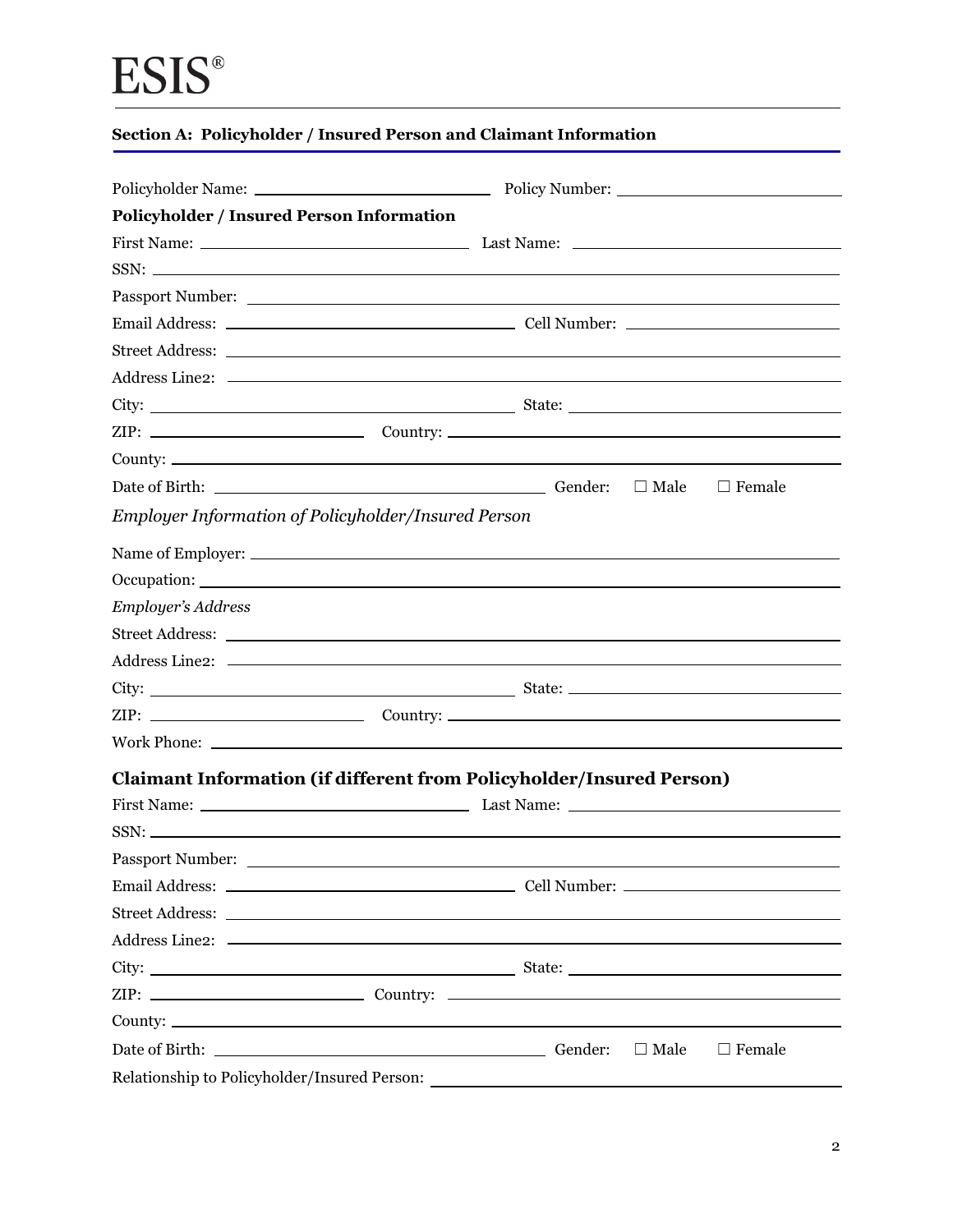# ESIS®

## Section A: Policyholder / Insured Person and Claimant Information

Policyholder Name: \_\_\_\_\_\_\_\_\_\_\_\_\_\_\_\_\_\_\_\_ Policy Number: \_\_\_\_\_\_\_\_\_\_\_\_\_\_\_\_\_\_\_\_

**Policyholder / Insured Person Information**

First Name: \_\_\_\_\_\_\_\_\_\_\_\_\_\_\_\_\_\_\_\_ Last Name: \_\_\_\_\_\_\_\_\_\_\_\_\_\_\_\_\_\_\_\_

SSN: \_\_\_\_\_\_\_\_\_\_\_\_\_\_\_\_\_\_\_\_

Passport Number: \_\_\_\_\_\_\_\_\_\_\_\_\_\_\_\_\_\_\_\_

Email Address: \_\_\_\_\_\_\_\_\_\_\_\_\_\_\_\_\_\_\_\_ Cell Number: \_\_\_\_\_\_\_\_\_\_\_\_\_\_\_\_\_\_\_\_

Street Address: \_\_\_\_\_\_\_\_\_\_\_\_\_\_\_\_\_\_\_\_

Address Line2: \_\_\_\_\_\_\_\_\_\_\_\_\_\_\_\_\_\_\_\_

City: \_\_\_\_\_\_\_\_\_\_\_\_\_\_\_\_\_\_\_\_ State: \_\_\_\_\_\_\_\_\_\_\_\_\_\_\_\_\_\_\_\_

ZIP: \_\_\_\_\_\_\_\_\_\_\_\_\_\_\_\_\_\_\_\_ Country: \_\_\_\_\_\_\_\_\_\_\_\_\_\_\_\_\_\_\_\_

County: \_\_\_\_\_\_\_\_\_\_\_\_\_\_\_\_\_\_\_\_

Date of Birth: \_\_\_\_\_\_\_\_\_\_\_\_\_\_\_\_\_\_\_\_ Gender: ☐ Male ☐ Female

*Employer Information of Policyholder/Insured Person*

Name of Employer: \_\_\_\_\_\_\_\_\_\_\_\_\_\_\_\_\_\_\_\_

Occupation: \_\_\_\_\_\_\_\_\_\_\_\_\_\_\_\_\_\_\_\_

*Employer's Address*

Street Address: \_\_\_\_\_\_\_\_\_\_\_\_\_\_\_\_\_\_\_\_

Address Line2: \_\_\_\_\_\_\_\_\_\_\_\_\_\_\_\_\_\_\_\_

City: \_\_\_\_\_\_\_\_\_\_\_\_\_\_\_\_\_\_\_\_ State: \_\_\_\_\_\_\_\_\_\_\_\_\_\_\_\_\_\_\_\_

ZIP: \_\_\_\_\_\_\_\_\_\_\_\_\_\_\_\_\_\_\_\_ Country: \_\_\_\_\_\_\_\_\_\_\_\_\_\_\_\_\_\_\_\_

Work Phone: \_\_\_\_\_\_\_\_\_\_\_\_\_\_\_\_\_\_\_\_

### Claimant Information (if different from Policyholder/Insured Person)

First Name: \_\_\_\_\_\_\_\_\_\_\_\_\_\_\_\_\_\_\_\_ Last Name: \_\_\_\_\_\_\_\_\_\_\_\_\_\_\_\_\_\_\_\_

SSN: \_\_\_\_\_\_\_\_\_\_\_\_\_\_\_\_\_\_\_\_

Passport Number: \_\_\_\_\_\_\_\_\_\_\_\_\_\_\_\_\_\_\_\_

Email Address: \_\_\_\_\_\_\_\_\_\_\_\_\_\_\_\_\_\_\_\_ Cell Number: \_\_\_\_\_\_\_\_\_\_\_\_\_\_\_\_\_\_\_\_

Street Address: \_\_\_\_\_\_\_\_\_\_\_\_\_\_\_\_\_\_\_\_

Address Line2: \_\_\_\_\_\_\_\_\_\_\_\_\_\_\_\_\_\_\_\_

City: \_\_\_\_\_\_\_\_\_\_\_\_\_\_\_\_\_\_\_\_ State: \_\_\_\_\_\_\_\_\_\_\_\_\_\_\_\_\_\_\_\_

ZIP: \_\_\_\_\_\_\_\_\_\_\_\_\_\_\_\_\_\_\_\_ Country: \_\_\_\_\_\_\_\_\_\_\_\_\_\_\_\_\_\_\_\_

County: \_\_\_\_\_\_\_\_\_\_\_\_\_\_\_\_\_\_\_\_

Date of Birth: \_\_\_\_\_\_\_\_\_\_\_\_\_\_\_\_\_\_\_\_ Gender: ☐ Male ☐ Female

Relationship to Policyholder/Insured Person: \_\_\_\_\_\_\_\_\_\_\_\_\_\_\_\_\_\_\_\_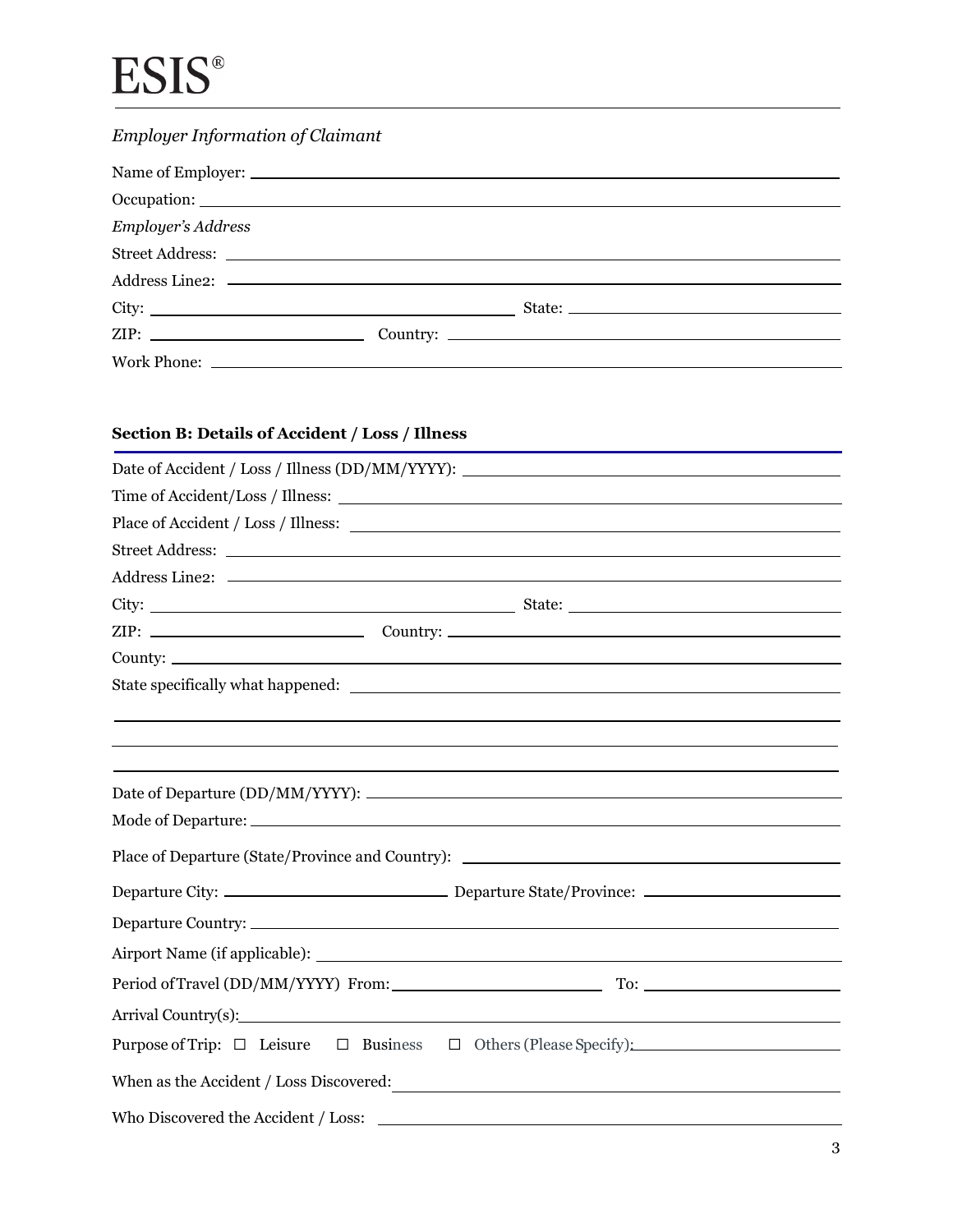# ESIS®

*Employer Information of Claimant*

Name of Employer: \_\_\_\_\_\_\_\_\_\_\_\_\_\_\_\_\_\_\_\_\_\_\_\_\_\_\_\_\_\_\_\_\_\_\_\_\_\_\_\_

Occupation: \_\_\_\_\_\_\_\_\_\_\_\_\_\_\_\_\_\_\_\_\_\_\_\_\_\_\_\_\_\_\_\_\_\_\_\_\_\_\_\_

*Employer's Address*

Street Address: \_\_\_\_\_\_\_\_\_\_\_\_\_\_\_\_\_\_\_\_\_\_\_\_\_\_\_\_\_\_\_\_\_\_\_\_\_\_\_\_

Address Line2: \_\_\_\_\_\_\_\_\_\_\_\_\_\_\_\_\_\_\_\_\_\_\_\_\_\_\_\_\_\_\_\_\_\_\_\_\_\_\_\_

City: \_\_\_\_\_\_\_\_\_\_\_\_\_\_\_\_\_\_\_\_ State: \_\_\_\_\_\_\_\_\_\_\_\_\_\_\_\_\_\_\_\_

ZIP: \_\_\_\_\_\_\_\_\_\_\_\_\_\_\_\_\_\_\_\_ Country: \_\_\_\_\_\_\_\_\_\_\_\_\_\_\_\_\_\_\_\_

Work Phone: \_\_\_\_\_\_\_\_\_\_\_\_\_\_\_\_\_\_\_\_\_\_\_\_\_\_\_\_\_\_\_\_\_\_\_\_\_\_\_\_

## Section B: Details of Accident / Loss / Illness

Date of Accident / Loss / Illness (DD/MM/YYYY): \_\_\_\_\_\_\_\_\_\_\_\_\_\_\_\_\_\_\_\_

Time of Accident/Loss / Illness: \_\_\_\_\_\_\_\_\_\_\_\_\_\_\_\_\_\_\_\_

Place of Accident / Loss / Illness: \_\_\_\_\_\_\_\_\_\_\_\_\_\_\_\_\_\_\_\_

Street Address: \_\_\_\_\_\_\_\_\_\_\_\_\_\_\_\_\_\_\_\_\_\_\_\_\_\_\_\_\_\_\_\_\_\_\_\_\_\_\_\_

Address Line2: \_\_\_\_\_\_\_\_\_\_\_\_\_\_\_\_\_\_\_\_\_\_\_\_\_\_\_\_\_\_\_\_\_\_\_\_\_\_\_\_

City: \_\_\_\_\_\_\_\_\_\_\_\_\_\_\_\_\_\_\_\_ State: \_\_\_\_\_\_\_\_\_\_\_\_\_\_\_\_\_\_\_\_

ZIP: \_\_\_\_\_\_\_\_\_\_\_\_\_\_\_\_\_\_\_\_ Country: \_\_\_\_\_\_\_\_\_\_\_\_\_\_\_\_\_\_\_\_

County: \_\_\_\_\_\_\_\_\_\_\_\_\_\_\_\_\_\_\_\_\_\_\_\_\_\_\_\_\_\_\_\_\_\_\_\_\_\_\_\_

State specifically what happened: \_\_\_\_\_\_\_\_\_\_\_\_\_\_\_\_\_\_\_\_

\_\_\_\_\_\_\_\_\_\_\_\_\_\_\_\_\_\_\_\_\_\_\_\_\_\_\_\_\_\_\_\_\_\_\_\_\_\_\_\_

\_\_\_\_\_\_\_\_\_\_\_\_\_\_\_\_\_\_\_\_\_\_\_\_\_\_\_\_\_\_\_\_\_\_\_\_\_\_\_\_

\_\_\_\_\_\_\_\_\_\_\_\_\_\_\_\_\_\_\_\_\_\_\_\_\_\_\_\_\_\_\_\_\_\_\_\_\_\_\_\_

Date of Departure (DD/MM/YYYY): \_\_\_\_\_\_\_\_\_\_\_\_\_\_\_\_\_\_\_\_

Mode of Departure: \_\_\_\_\_\_\_\_\_\_\_\_\_\_\_\_\_\_\_\_\_\_\_\_\_\_\_\_\_\_\_\_\_\_\_\_\_\_\_\_

Place of Departure (State/Province and Country): \_\_\_\_\_\_\_\_\_\_\_\_\_\_\_\_\_\_\_\_

Departure City: \_\_\_\_\_\_\_\_\_\_\_\_\_\_\_\_\_\_\_\_ Departure State/Province: \_\_\_\_\_\_\_\_\_\_\_\_\_\_\_\_\_\_\_\_

Departure Country: \_\_\_\_\_\_\_\_\_\_\_\_\_\_\_\_\_\_\_\_\_\_\_\_\_\_\_\_\_\_\_\_\_\_\_\_\_\_\_\_

Airport Name (if applicable): \_\_\_\_\_\_\_\_\_\_\_\_\_\_\_\_\_\_\_\_

Period of Travel (DD/MM/YYYY) From: \_\_\_\_\_\_\_\_\_\_\_\_\_\_\_\_\_\_\_\_ To: \_\_\_\_\_\_\_\_\_\_\_\_\_\_\_\_\_\_\_\_

Arrival Country(s): \_\_\_\_\_\_\_\_\_\_\_\_\_\_\_\_\_\_\_\_\_\_\_\_\_\_\_\_\_\_\_\_\_\_\_\_\_\_\_\_

Purpose of Trip: ☐ Leisure ☐ Business ☐ Others (Please Specify): \_\_\_\_\_\_\_\_\_\_\_\_\_\_\_\_\_\_\_\_

When as the Accident / Loss Discovered: \_\_\_\_\_\_\_\_\_\_\_\_\_\_\_\_\_\_\_\_

Who Discovered the Accident / Loss: \_\_\_\_\_\_\_\_\_\_\_\_\_\_\_\_\_\_\_\_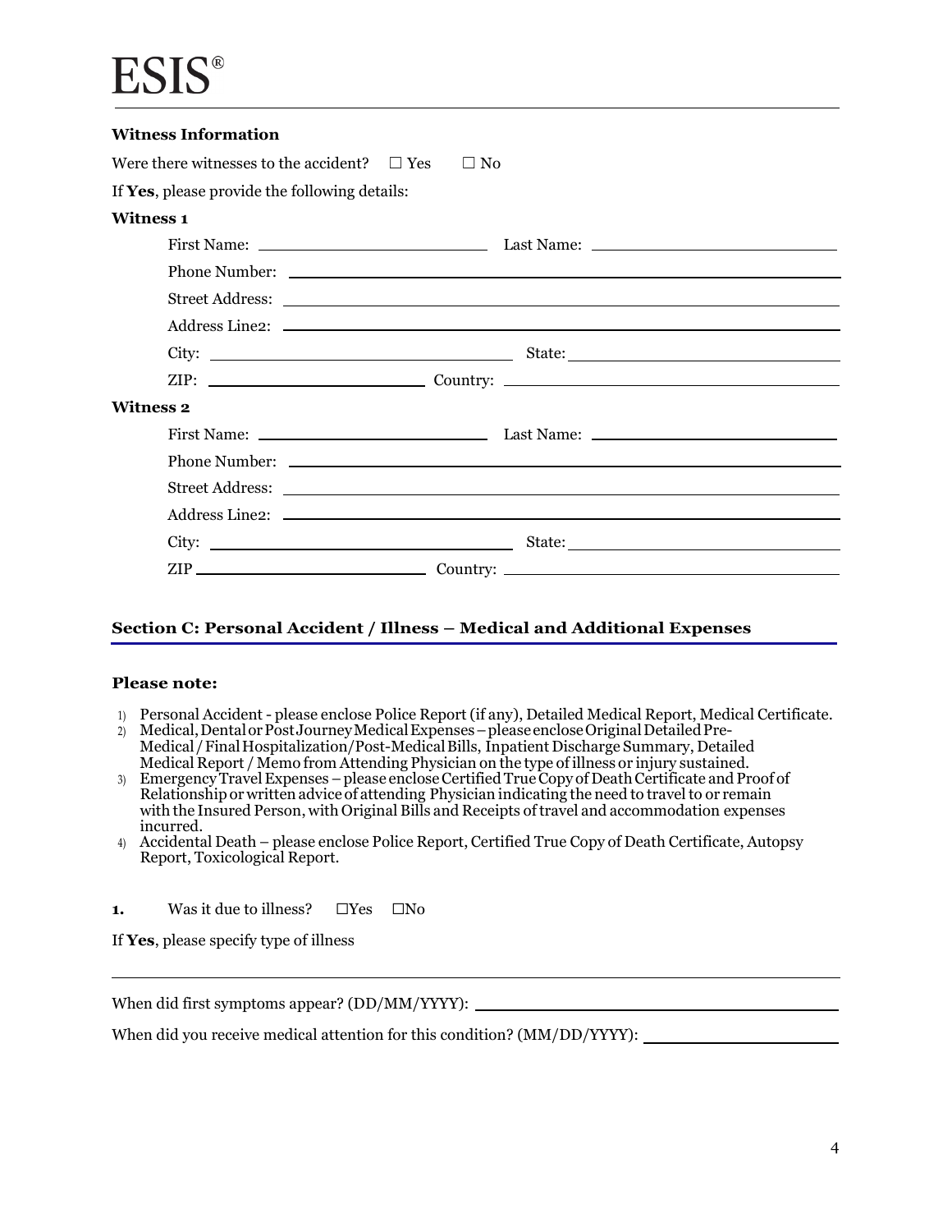ESIS®

**Witness Information**

Were there witnesses to the accident? ☐ Yes ☐ No

If **Yes**, please provide the following details:

**Witness 1**

First Name: ____________________ Last Name: ____________________

Phone Number: ________________________________________

Street Address: ________________________________________

Address Line2: ________________________________________

City: ____________________ State: ____________________

ZIP: ____________________ Country: ____________________

**Witness 2**

First Name: ____________________ Last Name: ____________________

Phone Number: ________________________________________

Street Address: ________________________________________

Address Line2: ________________________________________

City: ____________________ State: ____________________

ZIP ____________________ Country: ____________________

## Section C: Personal Accident / Illness – Medical and Additional Expenses

**Please note:**

1) Personal Accident - please enclose Police Report (if any), Detailed Medical Report, Medical Certificate.
2) Medical, Dental or Post Journey Medical Expenses – please enclose Original Detailed Pre-Medical / Final Hospitalization/Post-Medical Bills, Inpatient Discharge Summary, Detailed Medical Report / Memo from Attending Physician on the type of illness or injury sustained.
3) Emergency Travel Expenses – please enclose Certified True Copy of Death Certificate and Proof of Relationship or written advice of attending Physician indicating the need to travel to or remain with the Insured Person, with Original Bills and Receipts of travel and accommodation expenses incurred.
4) Accidental Death – please enclose Police Report, Certified True Copy of Death Certificate, Autopsy Report, Toxicological Report.

**1.** Was it due to illness? ☐Yes ☐No

If **Yes**, please specify type of illness

________________________________________

When did first symptoms appear? (DD/MM/YYYY): ____________________

When did you receive medical attention for this condition? (MM/DD/YYYY): ____________________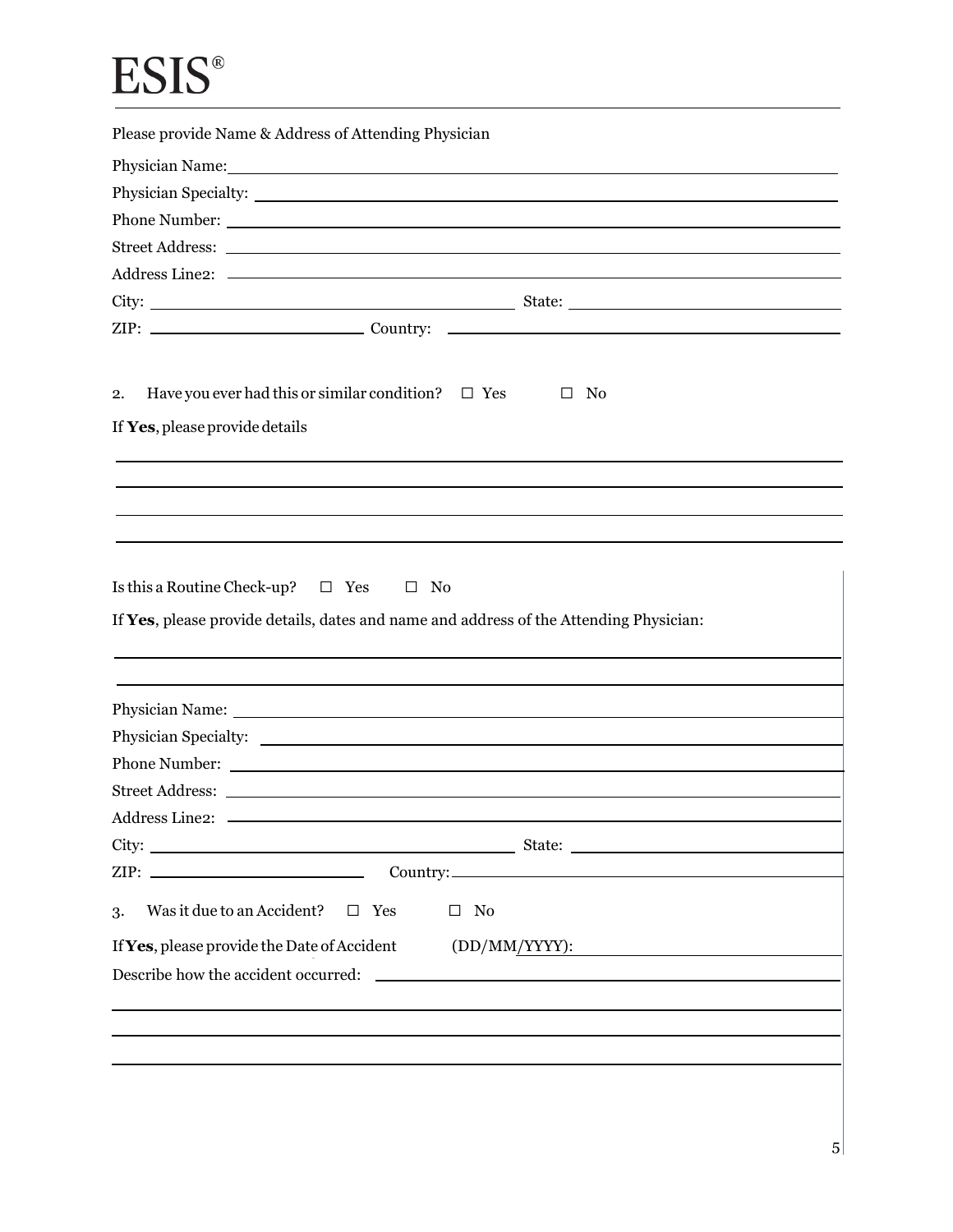Please provide Name & Address of Attending Physician

Physician Name: \_\_\_\_\_\_\_\_\_\_\_\_\_\_\_\_\_\_\_\_\_\_\_\_\_\_\_\_\_\_\_\_\_\_\_\_\_\_

Physician Specialty: \_\_\_\_\_\_\_\_\_\_\_\_\_\_\_\_\_\_\_\_\_\_\_\_\_\_\_\_\_\_\_\_\_\_\_\_\_\_

Phone Number: \_\_\_\_\_\_\_\_\_\_\_\_\_\_\_\_\_\_\_\_\_\_\_\_\_\_\_\_\_\_\_\_\_\_\_\_\_\_

Street Address: \_\_\_\_\_\_\_\_\_\_\_\_\_\_\_\_\_\_\_\_\_\_\_\_\_\_\_\_\_\_\_\_\_\_\_\_\_\_

Address Line2: \_\_\_\_\_\_\_\_\_\_\_\_\_\_\_\_\_\_\_\_\_\_\_\_\_\_\_\_\_\_\_\_\_\_\_\_\_\_

City: \_\_\_\_\_\_\_\_\_\_\_\_\_\_\_\_\_\_\_\_ State: \_\_\_\_\_\_\_\_\_\_\_\_\_\_\_\_\_\_\_\_

ZIP: \_\_\_\_\_\_\_\_\_\_\_\_\_\_\_\_\_\_\_\_ Country: \_\_\_\_\_\_\_\_\_\_\_\_\_\_\_\_\_\_\_\_

2. Have you ever had this or similar condition? ☐ Yes ☐ No

If **Yes**, please provide details

\_\_\_\_\_\_\_\_\_\_\_\_\_\_\_\_\_\_\_\_\_\_\_\_\_\_\_\_\_\_\_\_\_\_\_\_\_\_\_\_\_\_\_\_\_\_\_\_\_\_\_\_\_\_\_\_

\_\_\_\_\_\_\_\_\_\_\_\_\_\_\_\_\_\_\_\_\_\_\_\_\_\_\_\_\_\_\_\_\_\_\_\_\_\_\_\_\_\_\_\_\_\_\_\_\_\_\_\_\_\_\_\_

\_\_\_\_\_\_\_\_\_\_\_\_\_\_\_\_\_\_\_\_\_\_\_\_\_\_\_\_\_\_\_\_\_\_\_\_\_\_\_\_\_\_\_\_\_\_\_\_\_\_\_\_\_\_\_\_

\_\_\_\_\_\_\_\_\_\_\_\_\_\_\_\_\_\_\_\_\_\_\_\_\_\_\_\_\_\_\_\_\_\_\_\_\_\_\_\_\_\_\_\_\_\_\_\_\_\_\_\_\_\_\_\_

Is this a Routine Check-up? ☐ Yes ☐ No

If **Yes**, please provide details, dates and name and address of the Attending Physician:

\_\_\_\_\_\_\_\_\_\_\_\_\_\_\_\_\_\_\_\_\_\_\_\_\_\_\_\_\_\_\_\_\_\_\_\_\_\_\_\_\_\_\_\_\_\_\_\_\_\_\_\_\_\_\_\_

\_\_\_\_\_\_\_\_\_\_\_\_\_\_\_\_\_\_\_\_\_\_\_\_\_\_\_\_\_\_\_\_\_\_\_\_\_\_\_\_\_\_\_\_\_\_\_\_\_\_\_\_\_\_\_\_

Physician Name: \_\_\_\_\_\_\_\_\_\_\_\_\_\_\_\_\_\_\_\_\_\_\_\_\_\_\_\_\_\_\_\_\_\_\_\_\_\_

Physician Specialty: \_\_\_\_\_\_\_\_\_\_\_\_\_\_\_\_\_\_\_\_\_\_\_\_\_\_\_\_\_\_\_\_\_\_\_\_\_\_

Phone Number: \_\_\_\_\_\_\_\_\_\_\_\_\_\_\_\_\_\_\_\_\_\_\_\_\_\_\_\_\_\_\_\_\_\_\_\_\_\_

Street Address: \_\_\_\_\_\_\_\_\_\_\_\_\_\_\_\_\_\_\_\_\_\_\_\_\_\_\_\_\_\_\_\_\_\_\_\_\_\_

Address Line2: \_\_\_\_\_\_\_\_\_\_\_\_\_\_\_\_\_\_\_\_\_\_\_\_\_\_\_\_\_\_\_\_\_\_\_\_\_\_

City: \_\_\_\_\_\_\_\_\_\_\_\_\_\_\_\_\_\_\_\_ State: \_\_\_\_\_\_\_\_\_\_\_\_\_\_\_\_\_\_\_\_

ZIP: \_\_\_\_\_\_\_\_\_\_\_\_\_\_\_\_\_\_\_\_ Country: \_\_\_\_\_\_\_\_\_\_\_\_\_\_\_\_\_\_\_\_

3. Was it due to an Accident? ☐ Yes ☐ No

If **Yes**, please provide the Date of Accident (DD/MM/YYYY): \_\_\_\_\_\_\_\_\_\_\_\_\_\_\_\_\_\_\_\_

Describe how the accident occurred: \_\_\_\_\_\_\_\_\_\_\_\_\_\_\_\_\_\_\_\_\_\_\_\_\_\_\_\_\_\_\_\_\_\_\_\_\_\_

\_\_\_\_\_\_\_\_\_\_\_\_\_\_\_\_\_\_\_\_\_\_\_\_\_\_\_\_\_\_\_\_\_\_\_\_\_\_\_\_\_\_\_\_\_\_\_\_\_\_\_\_\_\_\_\_

\_\_\_\_\_\_\_\_\_\_\_\_\_\_\_\_\_\_\_\_\_\_\_\_\_\_\_\_\_\_\_\_\_\_\_\_\_\_\_\_\_\_\_\_\_\_\_\_\_\_\_\_\_\_\_\_

\_\_\_\_\_\_\_\_\_\_\_\_\_\_\_\_\_\_\_\_\_\_\_\_\_\_\_\_\_\_\_\_\_\_\_\_\_\_\_\_\_\_\_\_\_\_\_\_\_\_\_\_\_\_\_\_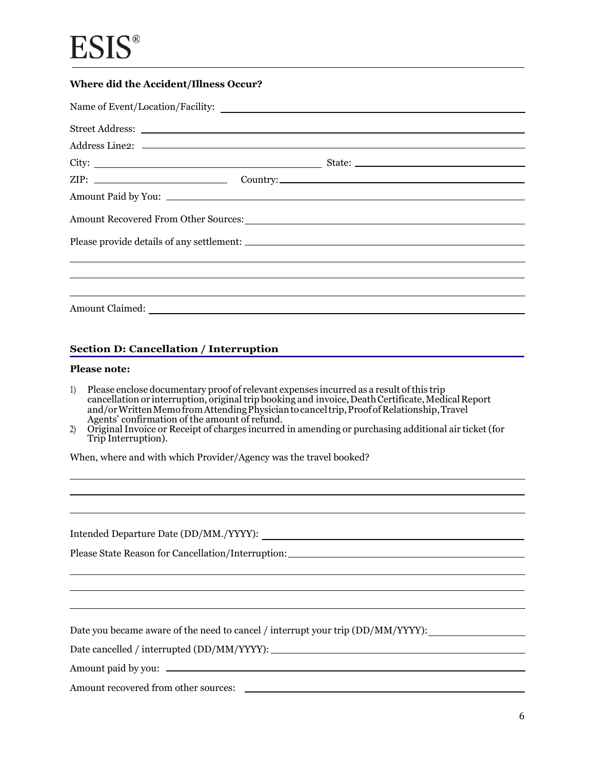**Where did the Accident/Illness Occur?**

Name of Event/Location/Facility: \_\_\_\_\_\_\_\_\_\_\_\_\_\_\_\_\_\_\_\_\_\_\_\_\_\_\_\_

Street Address: \_\_\_\_\_\_\_\_\_\_\_\_\_\_\_\_\_\_\_\_\_\_\_\_\_\_\_\_

Address Line2: \_\_\_\_\_\_\_\_\_\_\_\_\_\_\_\_\_\_\_\_\_\_\_\_\_\_\_\_

City: \_\_\_\_\_\_\_\_\_\_\_\_\_\_\_\_ State: \_\_\_\_\_\_\_\_\_\_\_\_\_\_\_\_

ZIP: \_\_\_\_\_\_\_\_\_\_\_\_ Country: \_\_\_\_\_\_\_\_\_\_\_\_\_\_\_\_

Amount Paid by You: \_\_\_\_\_\_\_\_\_\_\_\_\_\_\_\_\_\_\_\_\_\_\_\_\_\_\_\_

Amount Recovered From Other Sources: \_\_\_\_\_\_\_\_\_\_\_\_\_\_\_\_\_\_\_\_\_\_\_\_\_\_\_\_

Please provide details of any settlement: \_\_\_\_\_\_\_\_\_\_\_\_\_\_\_\_\_\_\_\_\_\_\_\_\_\_\_\_

\_\_\_\_\_\_\_\_\_\_\_\_\_\_\_\_\_\_\_\_\_\_\_\_\_\_\_\_

\_\_\_\_\_\_\_\_\_\_\_\_\_\_\_\_\_\_\_\_\_\_\_\_\_\_\_\_

\_\_\_\_\_\_\_\_\_\_\_\_\_\_\_\_\_\_\_\_\_\_\_\_\_\_\_\_

Amount Claimed: \_\_\_\_\_\_\_\_\_\_\_\_\_\_\_\_\_\_\_\_\_\_\_\_\_\_\_\_

## Section D: Cancellation / Interruption

**Please note:**

1) Please enclose documentary proof of relevant expenses incurred as a result of this trip cancellation or interruption, original trip booking and invoice, Death Certificate, Medical Report and/or Written Memo from Attending Physician to cancel trip, Proof of Relationship, Travel Agents' confirmation of the amount of refund.
2) Original Invoice or Receipt of charges incurred in amending or purchasing additional air ticket (for Trip Interruption).

When, where and with which Provider/Agency was the travel booked?

\_\_\_\_\_\_\_\_\_\_\_\_\_\_\_\_\_\_\_\_\_\_\_\_\_\_\_\_

\_\_\_\_\_\_\_\_\_\_\_\_\_\_\_\_\_\_\_\_\_\_\_\_\_\_\_\_

\_\_\_\_\_\_\_\_\_\_\_\_\_\_\_\_\_\_\_\_\_\_\_\_\_\_\_\_

Intended Departure Date (DD/MM./YYYY): \_\_\_\_\_\_\_\_\_\_\_\_\_\_\_\_\_\_\_\_\_\_\_\_\_\_\_\_

Please State Reason for Cancellation/Interruption: \_\_\_\_\_\_\_\_\_\_\_\_\_\_\_\_\_\_\_\_\_\_\_\_\_\_\_\_

\_\_\_\_\_\_\_\_\_\_\_\_\_\_\_\_\_\_\_\_\_\_\_\_\_\_\_\_

\_\_\_\_\_\_\_\_\_\_\_\_\_\_\_\_\_\_\_\_\_\_\_\_\_\_\_\_

\_\_\_\_\_\_\_\_\_\_\_\_\_\_\_\_\_\_\_\_\_\_\_\_\_\_\_\_

Date you became aware of the need to cancel / interrupt your trip (DD/MM/YYYY): \_\_\_\_\_\_\_\_\_\_\_\_\_\_\_\_

Date cancelled / interrupted (DD/MM/YYYY): \_\_\_\_\_\_\_\_\_\_\_\_\_\_\_\_\_\_\_\_\_\_\_\_\_\_\_\_

Amount paid by you: \_\_\_\_\_\_\_\_\_\_\_\_\_\_\_\_\_\_\_\_\_\_\_\_\_\_\_\_

Amount recovered from other sources: \_\_\_\_\_\_\_\_\_\_\_\_\_\_\_\_\_\_\_\_\_\_\_\_\_\_\_\_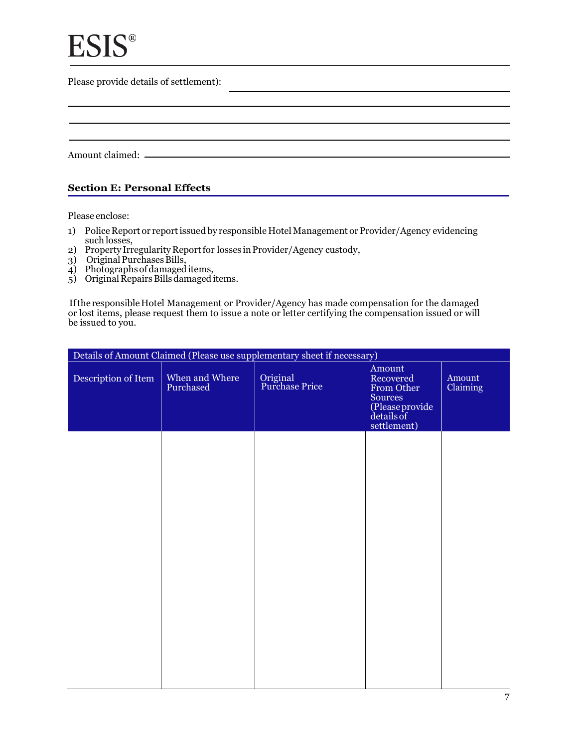Please provide details of settlement): ______________________________________________

_____________________________________________________________________________

_____________________________________________________________________________

_____________________________________________________________________________

Amount claimed: _______________________________________________________________

**Section E: Personal Effects**

Please enclose:

1) Police Report or report issued by responsible Hotel Management or Provider/Agency evidencing such losses,
2) Property Irregularity Report for losses in Provider/Agency custody,
3) Original Purchases Bills,
4) Photographs of damaged items,
5) Original Repairs Bills damaged items.

If the responsible Hotel Management or Provider/Agency has made compensation for the damaged or lost items, please request them to issue a note or letter certifying the compensation issued or will be issued to you.

| Details of Amount Claimed (Please use supplementary sheet if necessary) | | | | |
|---|---|---|---|---|
| Description of Item | When and Where Purchased | Original Purchase Price | Amount Recovered From Other Sources (Please provide details of settlement) | Amount Claiming |
| | | | | |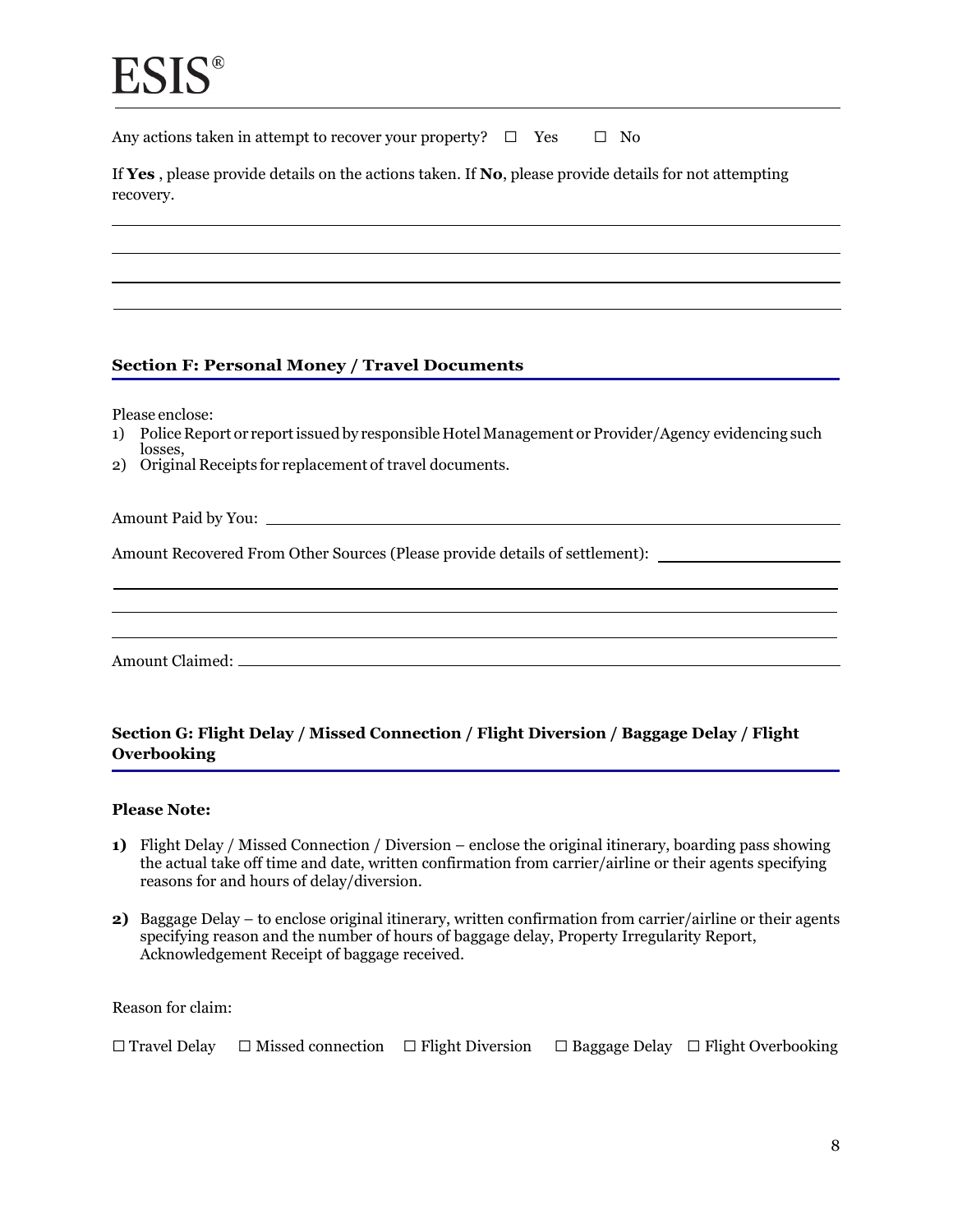ESIS®

Any actions taken in attempt to recover your property? ☐ Yes ☐ No

If **Yes** , please provide details on the actions taken. If **No**, please provide details for not attempting recovery.

\_\_\_\_\_\_\_\_\_\_\_\_\_\_\_\_\_\_\_\_\_\_\_\_\_\_\_\_\_\_\_\_\_\_\_\_\_\_\_\_\_\_\_\_\_\_\_\_\_\_\_\_\_\_\_\_\_\_\_\_\_\_\_\_\_\_\_\_\_\_\_\_

\_\_\_\_\_\_\_\_\_\_\_\_\_\_\_\_\_\_\_\_\_\_\_\_\_\_\_\_\_\_\_\_\_\_\_\_\_\_\_\_\_\_\_\_\_\_\_\_\_\_\_\_\_\_\_\_\_\_\_\_\_\_\_\_\_\_\_\_\_\_\_\_

\_\_\_\_\_\_\_\_\_\_\_\_\_\_\_\_\_\_\_\_\_\_\_\_\_\_\_\_\_\_\_\_\_\_\_\_\_\_\_\_\_\_\_\_\_\_\_\_\_\_\_\_\_\_\_\_\_\_\_\_\_\_\_\_\_\_\_\_\_\_\_\_

\_\_\_\_\_\_\_\_\_\_\_\_\_\_\_\_\_\_\_\_\_\_\_\_\_\_\_\_\_\_\_\_\_\_\_\_\_\_\_\_\_\_\_\_\_\_\_\_\_\_\_\_\_\_\_\_\_\_\_\_\_\_\_\_\_\_\_\_\_\_\_\_

### Section F: Personal Money / Travel Documents

Please enclose:

1) Police Report or report issued by responsible Hotel Management or Provider/Agency evidencing such losses,
2) Original Receipts for replacement of travel documents.

Amount Paid by You: \_\_\_\_\_\_\_\_\_\_\_\_\_\_\_\_\_\_\_\_\_\_\_\_\_\_\_\_\_\_\_\_\_\_\_\_\_\_\_\_\_\_\_\_\_\_\_\_\_\_\_\_\_\_

Amount Recovered From Other Sources (Please provide details of settlement): \_\_\_\_\_\_\_\_\_\_\_\_\_\_\_\_

\_\_\_\_\_\_\_\_\_\_\_\_\_\_\_\_\_\_\_\_\_\_\_\_\_\_\_\_\_\_\_\_\_\_\_\_\_\_\_\_\_\_\_\_\_\_\_\_\_\_\_\_\_\_\_\_\_\_\_\_\_\_\_\_\_\_\_\_\_\_\_\_

\_\_\_\_\_\_\_\_\_\_\_\_\_\_\_\_\_\_\_\_\_\_\_\_\_\_\_\_\_\_\_\_\_\_\_\_\_\_\_\_\_\_\_\_\_\_\_\_\_\_\_\_\_\_\_\_\_\_\_\_\_\_\_\_\_\_\_\_\_\_\_\_

\_\_\_\_\_\_\_\_\_\_\_\_\_\_\_\_\_\_\_\_\_\_\_\_\_\_\_\_\_\_\_\_\_\_\_\_\_\_\_\_\_\_\_\_\_\_\_\_\_\_\_\_\_\_\_\_\_\_\_\_\_\_\_\_\_\_\_\_\_\_\_\_

Amount Claimed: \_\_\_\_\_\_\_\_\_\_\_\_\_\_\_\_\_\_\_\_\_\_\_\_\_\_\_\_\_\_\_\_\_\_\_\_\_\_\_\_\_\_\_\_\_\_\_\_\_\_\_\_\_\_\_\_\_\_

### Section G: Flight Delay / Missed Connection / Flight Diversion / Baggage Delay / Flight Overbooking

**Please Note:**

**1)** Flight Delay / Missed Connection / Diversion – enclose the original itinerary, boarding pass showing the actual take off time and date, written confirmation from carrier/airline or their agents specifying reasons for and hours of delay/diversion.

**2)** Baggage Delay – to enclose original itinerary, written confirmation from carrier/airline or their agents specifying reason and the number of hours of baggage delay, Property Irregularity Report, Acknowledgement Receipt of baggage received.

Reason for claim:

☐ Travel Delay ☐ Missed connection ☐ Flight Diversion ☐ Baggage Delay ☐ Flight Overbooking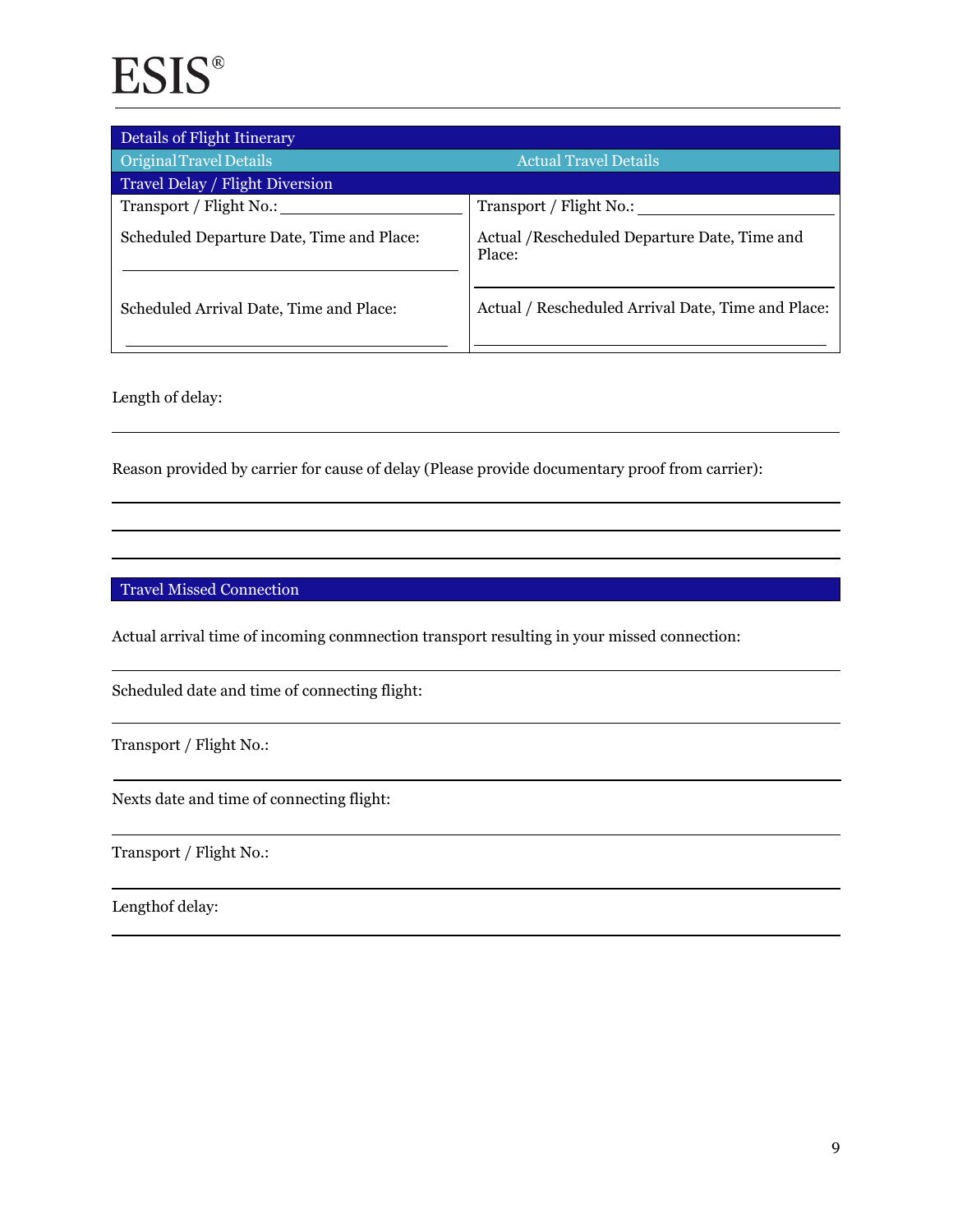ESIS®

| Details of Flight Itinerary | |
|---|---|
| Original Travel Details | Actual Travel Details |
| Travel Delay / Flight Diversion | |
| Transport / Flight No.: ____________ | Transport / Flight No.: ____________ |
| Scheduled Departure Date, Time and Place: ____________ | Actual /Rescheduled Departure Date, Time and Place: ____________ |
| Scheduled Arrival Date, Time and Place: ____________ | Actual / Rescheduled Arrival Date, Time and Place: ____________ |

Length of delay:

---

Reason provided by carrier for cause of delay (Please provide documentary proof from carrier):

---

---

---

## Travel Missed Connection

Actual arrival time of incoming conmnection transport resulting in your missed connection:

---

Scheduled date and time of connecting flight:

---

Transport / Flight No.:

---

Nexts date and time of connecting flight:

---

Transport / Flight No.:

---

Lengthof delay:

---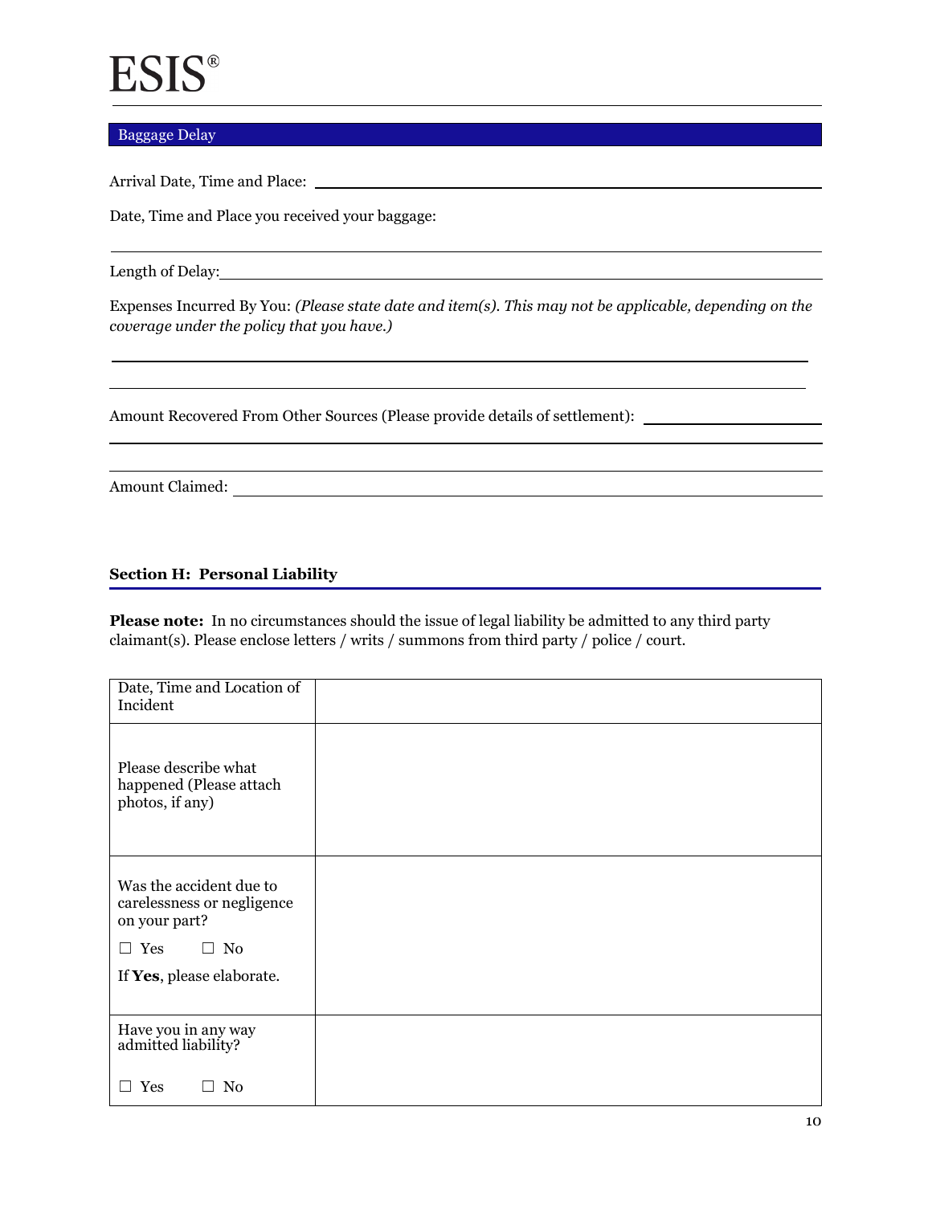ESIS®

## Baggage Delay

Arrival Date, Time and Place: \_\_\_\_\_\_\_\_\_\_\_\_\_\_\_\_\_\_\_\_\_\_\_\_\_\_\_\_\_\_\_\_\_\_\_\_\_\_\_\_

Date, Time and Place you received your baggage:

\_\_\_\_\_\_\_\_\_\_\_\_\_\_\_\_\_\_\_\_\_\_\_\_\_\_\_\_\_\_\_\_\_\_\_\_\_\_\_\_\_\_\_\_\_\_\_\_\_\_\_\_\_\_\_\_\_\_\_\_

Length of Delay: \_\_\_\_\_\_\_\_\_\_\_\_\_\_\_\_\_\_\_\_\_\_\_\_\_\_\_\_\_\_\_\_\_\_\_\_\_\_\_\_\_\_\_\_\_\_\_\_

Expenses Incurred By You: *(Please state date and item(s). This may not be applicable, depending on the coverage under the policy that you have.)*

\_\_\_\_\_\_\_\_\_\_\_\_\_\_\_\_\_\_\_\_\_\_\_\_\_\_\_\_\_\_\_\_\_\_\_\_\_\_\_\_\_\_\_\_\_\_\_\_\_\_\_\_\_\_\_\_\_\_\_\_

\_\_\_\_\_\_\_\_\_\_\_\_\_\_\_\_\_\_\_\_\_\_\_\_\_\_\_\_\_\_\_\_\_\_\_\_\_\_\_\_\_\_\_\_\_\_\_\_\_\_\_\_\_\_\_\_\_\_\_\_

Amount Recovered From Other Sources (Please provide details of settlement): \_\_\_\_\_\_\_\_\_\_\_\_\_\_\_\_

\_\_\_\_\_\_\_\_\_\_\_\_\_\_\_\_\_\_\_\_\_\_\_\_\_\_\_\_\_\_\_\_\_\_\_\_\_\_\_\_\_\_\_\_\_\_\_\_\_\_\_\_\_\_\_\_\_\_\_\_

\_\_\_\_\_\_\_\_\_\_\_\_\_\_\_\_\_\_\_\_\_\_\_\_\_\_\_\_\_\_\_\_\_\_\_\_\_\_\_\_\_\_\_\_\_\_\_\_\_\_\_\_\_\_\_\_\_\_\_\_

Amount Claimed: \_\_\_\_\_\_\_\_\_\_\_\_\_\_\_\_\_\_\_\_\_\_\_\_\_\_\_\_\_\_\_\_\_\_\_\_\_\_\_\_\_\_\_\_\_\_\_\_\_\_

## Section H: Personal Liability

**Please note:** In no circumstances should the issue of legal liability be admitted to any third party claimant(s). Please enclose letters / writs / summons from third party / police / court.

| | |
|---|---|
| Date, Time and Location of Incident | |
| Please describe what happened (Please attach photos, if any) | |
| Was the accident due to carelessness or negligence on your part?<br>☐ Yes ☐ No<br>If **Yes**, please elaborate. | |
| Have you in any way admitted liability?<br>☐ Yes ☐ No | |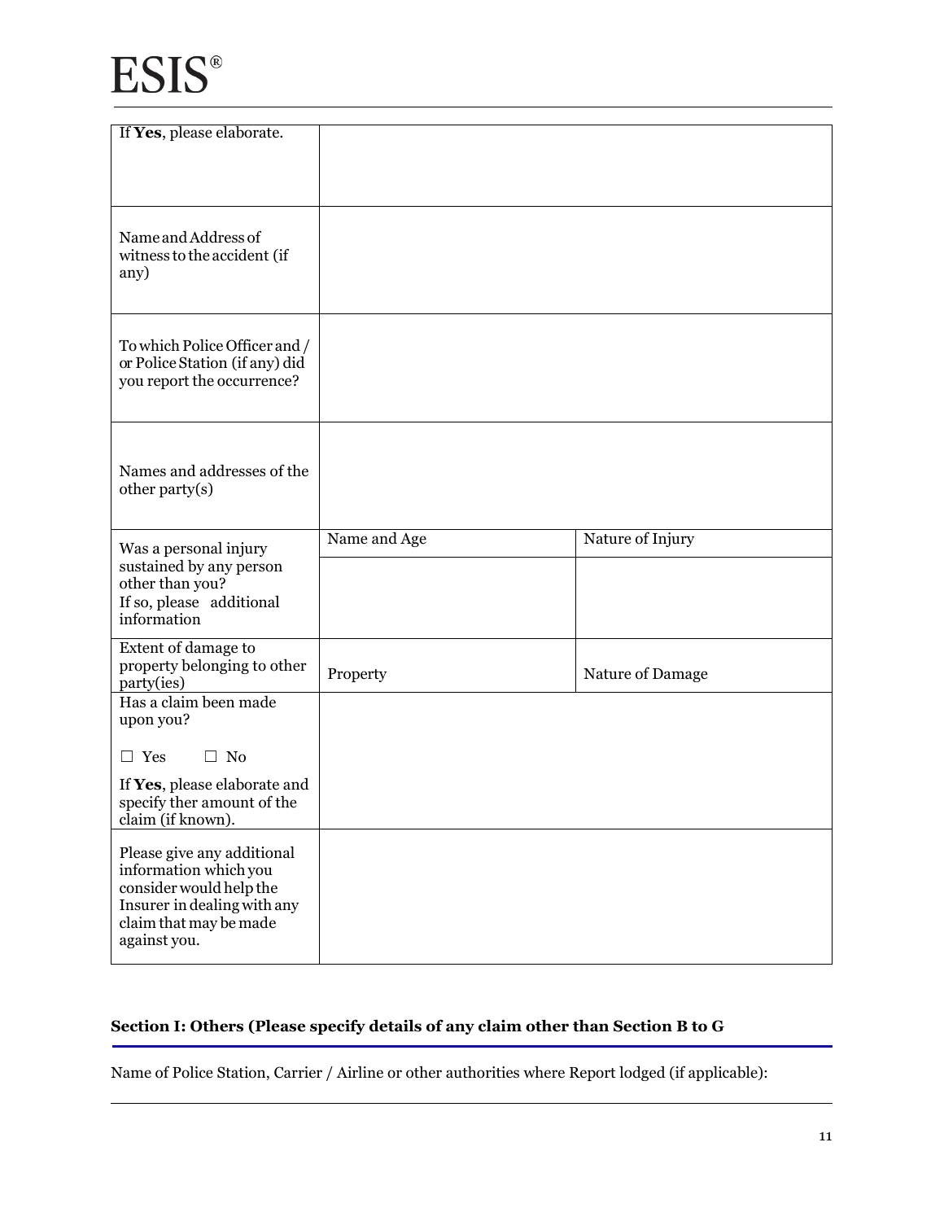| | | |
|---|---|---|
| If **Yes**, please elaborate. | | |
| Name and Address of witness to the accident (if any) | | |
| To which Police Officer and / or Police Station (if any) did you report the occurrence? | | |
| Names and addresses of the other party(s) | | |
| Was a personal injury sustained by any person other than you? If so, please additional information | Name and Age | Nature of Injury |
| | | |
| Extent of damage to property belonging to other party(ies) | Property | Nature of Damage |
| Has a claim been made upon you?<br><br>☐ Yes ☐ No<br><br>If **Yes**, please elaborate and specify ther amount of the claim (if known). | | |
| Please give any additional information which you consider would help the Insurer in dealing with any claim that may be made against you. | | |

## Section I: Others (Please specify details of any claim other than Section B to G

Name of Police Station, Carrier / Airline or other authorities where Report lodged (if applicable):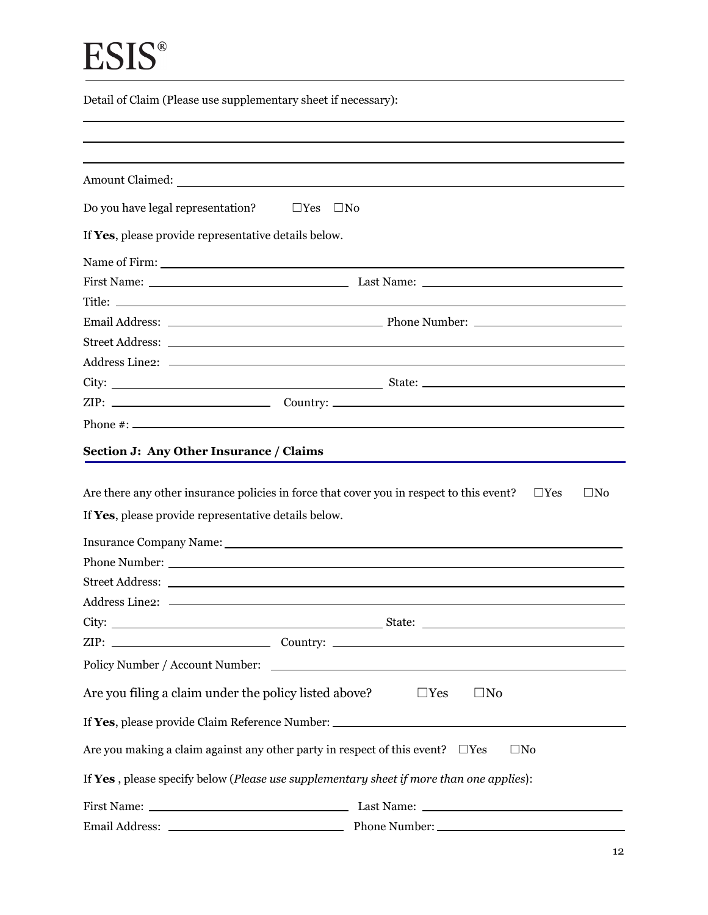ESIS®

Detail of Claim (Please use supplementary sheet if necessary):

\_\_\_\_\_\_\_\_\_\_\_\_\_\_\_\_\_\_\_\_\_\_\_\_\_\_\_\_\_\_\_\_\_\_\_\_\_\_\_\_

\_\_\_\_\_\_\_\_\_\_\_\_\_\_\_\_\_\_\_\_\_\_\_\_\_\_\_\_\_\_\_\_\_\_\_\_\_\_\_\_

\_\_\_\_\_\_\_\_\_\_\_\_\_\_\_\_\_\_\_\_\_\_\_\_\_\_\_\_\_\_\_\_\_\_\_\_\_\_\_\_

Amount Claimed: \_\_\_\_\_\_\_\_\_\_\_\_\_\_\_\_\_\_\_\_

Do you have legal representation? ☐Yes ☐No

If **Yes**, please provide representative details below.

Name of Firm: \_\_\_\_\_\_\_\_\_\_\_\_\_\_\_\_\_\_\_\_

First Name: \_\_\_\_\_\_\_\_\_\_\_\_\_\_\_\_\_\_\_\_ Last Name: \_\_\_\_\_\_\_\_\_\_\_\_\_\_\_\_\_\_\_\_

Title: \_\_\_\_\_\_\_\_\_\_\_\_\_\_\_\_\_\_\_\_

Email Address: \_\_\_\_\_\_\_\_\_\_\_\_\_\_\_\_\_\_\_\_ Phone Number: \_\_\_\_\_\_\_\_\_\_\_\_\_\_\_\_\_\_\_\_

Street Address: \_\_\_\_\_\_\_\_\_\_\_\_\_\_\_\_\_\_\_\_

Address Line2: \_\_\_\_\_\_\_\_\_\_\_\_\_\_\_\_\_\_\_\_

City: \_\_\_\_\_\_\_\_\_\_\_\_\_\_\_\_\_\_\_\_ State: \_\_\_\_\_\_\_\_\_\_\_\_\_\_\_\_\_\_\_\_

ZIP: \_\_\_\_\_\_\_\_\_\_\_\_\_\_\_\_\_\_\_\_ Country: \_\_\_\_\_\_\_\_\_\_\_\_\_\_\_\_\_\_\_\_

Phone #: \_\_\_\_\_\_\_\_\_\_\_\_\_\_\_\_\_\_\_\_

## Section J: Any Other Insurance / Claims

Are there any other insurance policies in force that cover you in respect to this event? ☐Yes ☐No

If **Yes**, please provide representative details below.

Insurance Company Name: \_\_\_\_\_\_\_\_\_\_\_\_\_\_\_\_\_\_\_\_

Phone Number: \_\_\_\_\_\_\_\_\_\_\_\_\_\_\_\_\_\_\_\_

Street Address: \_\_\_\_\_\_\_\_\_\_\_\_\_\_\_\_\_\_\_\_

Address Line2: \_\_\_\_\_\_\_\_\_\_\_\_\_\_\_\_\_\_\_\_

City: \_\_\_\_\_\_\_\_\_\_\_\_\_\_\_\_\_\_\_\_ State: \_\_\_\_\_\_\_\_\_\_\_\_\_\_\_\_\_\_\_\_

ZIP: \_\_\_\_\_\_\_\_\_\_\_\_\_\_\_\_\_\_\_\_ Country: \_\_\_\_\_\_\_\_\_\_\_\_\_\_\_\_\_\_\_\_

Policy Number / Account Number: \_\_\_\_\_\_\_\_\_\_\_\_\_\_\_\_\_\_\_\_

Are you filing a claim under the policy listed above? ☐Yes ☐No

If **Yes**, please provide Claim Reference Number: \_\_\_\_\_\_\_\_\_\_\_\_\_\_\_\_\_\_\_\_

Are you making a claim against any other party in respect of this event? ☐Yes ☐No

If **Yes** , please specify below (*Please use supplementary sheet if more than one applies*):

First Name: \_\_\_\_\_\_\_\_\_\_\_\_\_\_\_\_\_\_\_\_ Last Name: \_\_\_\_\_\_\_\_\_\_\_\_\_\_\_\_\_\_\_\_

Email Address: \_\_\_\_\_\_\_\_\_\_\_\_\_\_\_\_\_\_\_\_ Phone Number: \_\_\_\_\_\_\_\_\_\_\_\_\_\_\_\_\_\_\_\_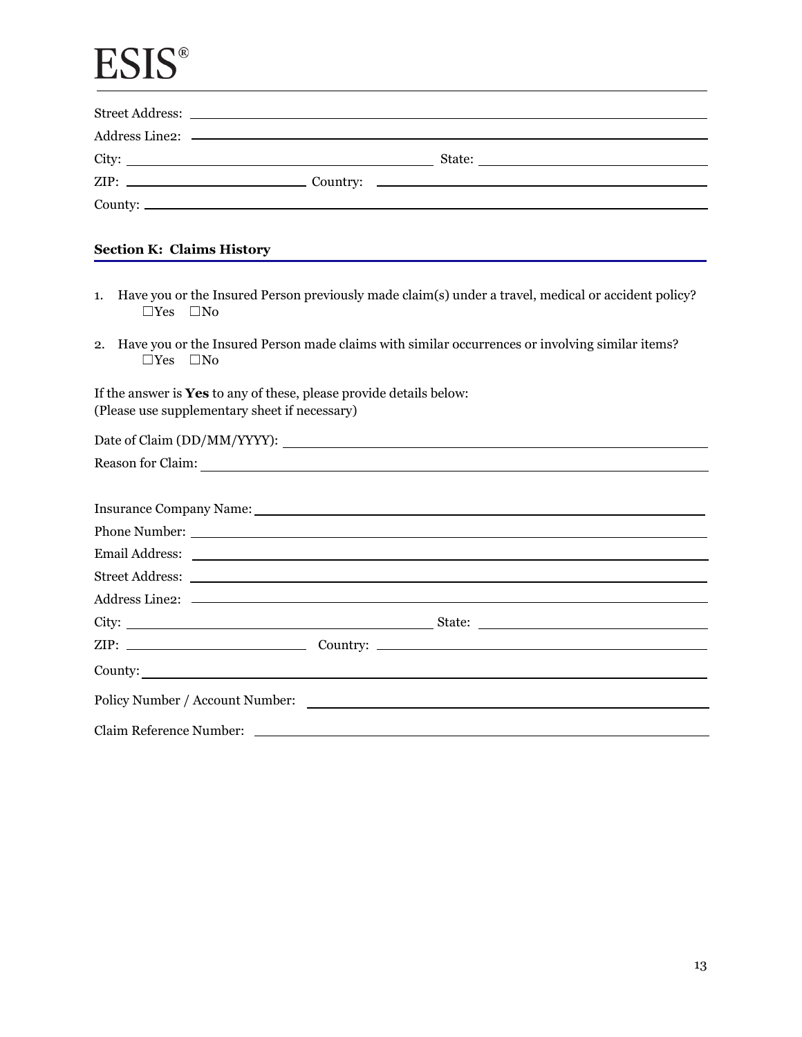ESIS®

Street Address: \_\_\_\_\_\_\_\_\_\_\_\_\_\_\_\_\_\_\_\_\_\_\_\_\_\_\_\_\_\_\_\_\_\_\_\_\_\_\_\_

Address Line2: \_\_\_\_\_\_\_\_\_\_\_\_\_\_\_\_\_\_\_\_\_\_\_\_\_\_\_\_\_\_\_\_\_\_\_\_\_\_\_\_

City: \_\_\_\_\_\_\_\_\_\_\_\_\_\_\_\_\_\_\_\_ State: \_\_\_\_\_\_\_\_\_\_\_\_\_\_\_\_\_\_\_\_

ZIP: \_\_\_\_\_\_\_\_\_\_\_\_ Country: \_\_\_\_\_\_\_\_\_\_\_\_\_\_\_\_\_\_\_\_\_\_\_\_

County: \_\_\_\_\_\_\_\_\_\_\_\_\_\_\_\_\_\_\_\_\_\_\_\_\_\_\_\_\_\_\_\_\_\_\_\_\_\_\_\_

## Section K: Claims History

1. Have you or the Insured Person previously made claim(s) under a travel, medical or accident policy?
   ☐Yes ☐No

2. Have you or the Insured Person made claims with similar occurrences or involving similar items?
   ☐Yes ☐No

If the answer is **Yes** to any of these, please provide details below:
(Please use supplementary sheet if necessary)

Date of Claim (DD/MM/YYYY): \_\_\_\_\_\_\_\_\_\_\_\_\_\_\_\_\_\_\_\_\_\_\_\_\_\_\_\_\_\_

Reason for Claim: \_\_\_\_\_\_\_\_\_\_\_\_\_\_\_\_\_\_\_\_\_\_\_\_\_\_\_\_\_\_\_\_\_\_\_\_

Insurance Company Name: \_\_\_\_\_\_\_\_\_\_\_\_\_\_\_\_\_\_\_\_\_\_\_\_\_\_\_\_\_\_\_\_

Phone Number: \_\_\_\_\_\_\_\_\_\_\_\_\_\_\_\_\_\_\_\_\_\_\_\_\_\_\_\_\_\_\_\_\_\_\_\_\_\_\_\_

Email Address: \_\_\_\_\_\_\_\_\_\_\_\_\_\_\_\_\_\_\_\_\_\_\_\_\_\_\_\_\_\_\_\_\_\_\_\_\_\_\_\_

Street Address: \_\_\_\_\_\_\_\_\_\_\_\_\_\_\_\_\_\_\_\_\_\_\_\_\_\_\_\_\_\_\_\_\_\_\_\_\_\_\_\_

Address Line2: \_\_\_\_\_\_\_\_\_\_\_\_\_\_\_\_\_\_\_\_\_\_\_\_\_\_\_\_\_\_\_\_\_\_\_\_\_\_\_\_

City: \_\_\_\_\_\_\_\_\_\_\_\_\_\_\_\_\_\_\_\_ State: \_\_\_\_\_\_\_\_\_\_\_\_\_\_\_\_\_\_\_\_

ZIP: \_\_\_\_\_\_\_\_\_\_\_\_ Country: \_\_\_\_\_\_\_\_\_\_\_\_\_\_\_\_\_\_\_\_\_\_\_\_

County: \_\_\_\_\_\_\_\_\_\_\_\_\_\_\_\_\_\_\_\_\_\_\_\_\_\_\_\_\_\_\_\_\_\_\_\_\_\_\_\_

Policy Number / Account Number: \_\_\_\_\_\_\_\_\_\_\_\_\_\_\_\_\_\_\_\_\_\_\_\_\_\_\_\_

Claim Reference Number: \_\_\_\_\_\_\_\_\_\_\_\_\_\_\_\_\_\_\_\_\_\_\_\_\_\_\_\_\_\_\_\_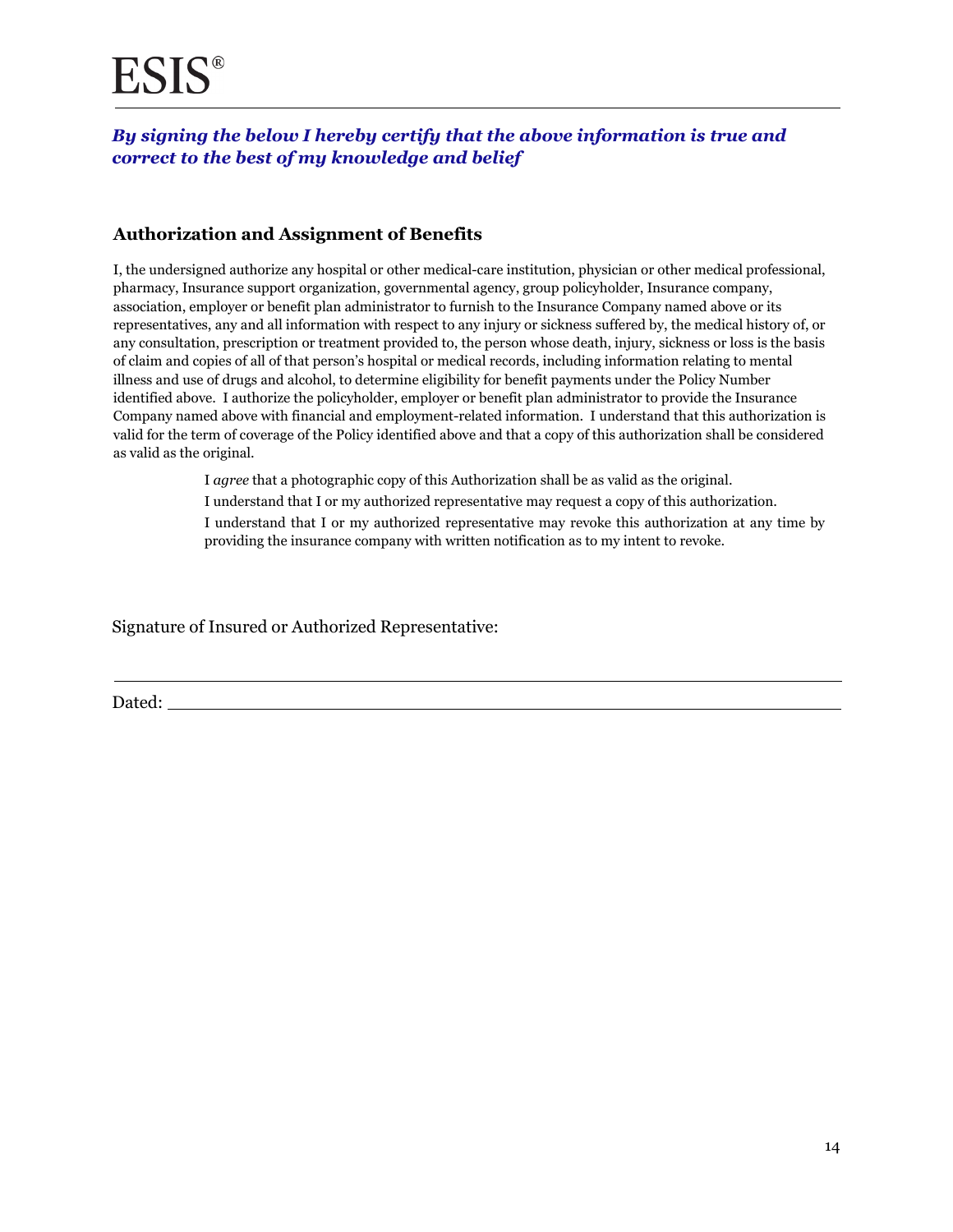ESIS®

***By signing the below I hereby certify that the above information is true and correct to the best of my knowledge and belief***

## Authorization and Assignment of Benefits

I, the undersigned authorize any hospital or other medical-care institution, physician or other medical professional, pharmacy, Insurance support organization, governmental agency, group policyholder, Insurance company, association, employer or benefit plan administrator to furnish to the Insurance Company named above or its representatives, any and all information with respect to any injury or sickness suffered by, the medical history of, or any consultation, prescription or treatment provided to, the person whose death, injury, sickness or loss is the basis of claim and copies of all of that person's hospital or medical records, including information relating to mental illness and use of drugs and alcohol, to determine eligibility for benefit payments under the Policy Number identified above. I authorize the policyholder, employer or benefit plan administrator to provide the Insurance Company named above with financial and employment-related information. I understand that this authorization is valid for the term of coverage of the Policy identified above and that a copy of this authorization shall be considered as valid as the original.

I *agree* that a photographic copy of this Authorization shall be as valid as the original.

I understand that I or my authorized representative may request a copy of this authorization.

I understand that I or my authorized representative may revoke this authorization at any time by providing the insurance company with written notification as to my intent to revoke.

Signature of Insured or Authorized Representative:

______________________________________________

Dated: ______________________________________________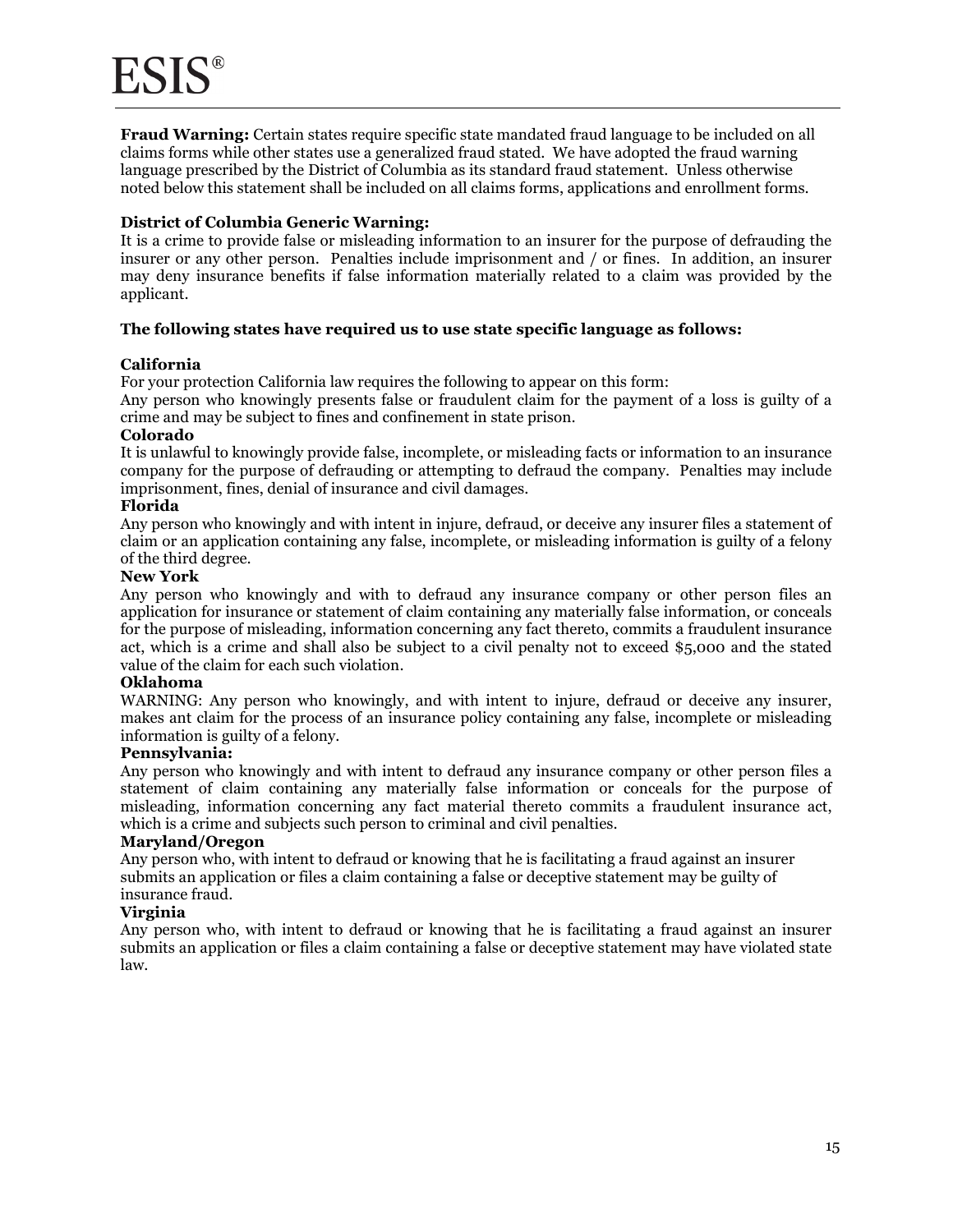# ESIS®

**Fraud Warning:** Certain states require specific state mandated fraud language to be included on all claims forms while other states use a generalized fraud stated. We have adopted the fraud warning language prescribed by the District of Columbia as its standard fraud statement. Unless otherwise noted below this statement shall be included on all claims forms, applications and enrollment forms.

**District of Columbia Generic Warning:**
It is a crime to provide false or misleading information to an insurer for the purpose of defrauding the insurer or any other person. Penalties include imprisonment and / or fines. In addition, an insurer may deny insurance benefits if false information materially related to a claim was provided by the applicant.

**The following states have required us to use state specific language as follows:**

**California**
For your protection California law requires the following to appear on this form:
Any person who knowingly presents false or fraudulent claim for the payment of a loss is guilty of a crime and may be subject to fines and confinement in state prison.

**Colorado**
It is unlawful to knowingly provide false, incomplete, or misleading facts or information to an insurance company for the purpose of defrauding or attempting to defraud the company. Penalties may include imprisonment, fines, denial of insurance and civil damages.

**Florida**
Any person who knowingly and with intent in injure, defraud, or deceive any insurer files a statement of claim or an application containing any false, incomplete, or misleading information is guilty of a felony of the third degree.

**New York**
Any person who knowingly and with to defraud any insurance company or other person files an application for insurance or statement of claim containing any materially false information, or conceals for the purpose of misleading, information concerning any fact thereto, commits a fraudulent insurance act, which is a crime and shall also be subject to a civil penalty not to exceed $5,000 and the stated value of the claim for each such violation.

**Oklahoma**
WARNING: Any person who knowingly, and with intent to injure, defraud or deceive any insurer, makes ant claim for the process of an insurance policy containing any false, incomplete or misleading information is guilty of a felony.

**Pennsylvania:**
Any person who knowingly and with intent to defraud any insurance company or other person files a statement of claim containing any materially false information or conceals for the purpose of misleading, information concerning any fact material thereto commits a fraudulent insurance act, which is a crime and subjects such person to criminal and civil penalties.

**Maryland/Oregon**
Any person who, with intent to defraud or knowing that he is facilitating a fraud against an insurer submits an application or files a claim containing a false or deceptive statement may be guilty of insurance fraud.

**Virginia**
Any person who, with intent to defraud or knowing that he is facilitating a fraud against an insurer submits an application or files a claim containing a false or deceptive statement may have violated state law.